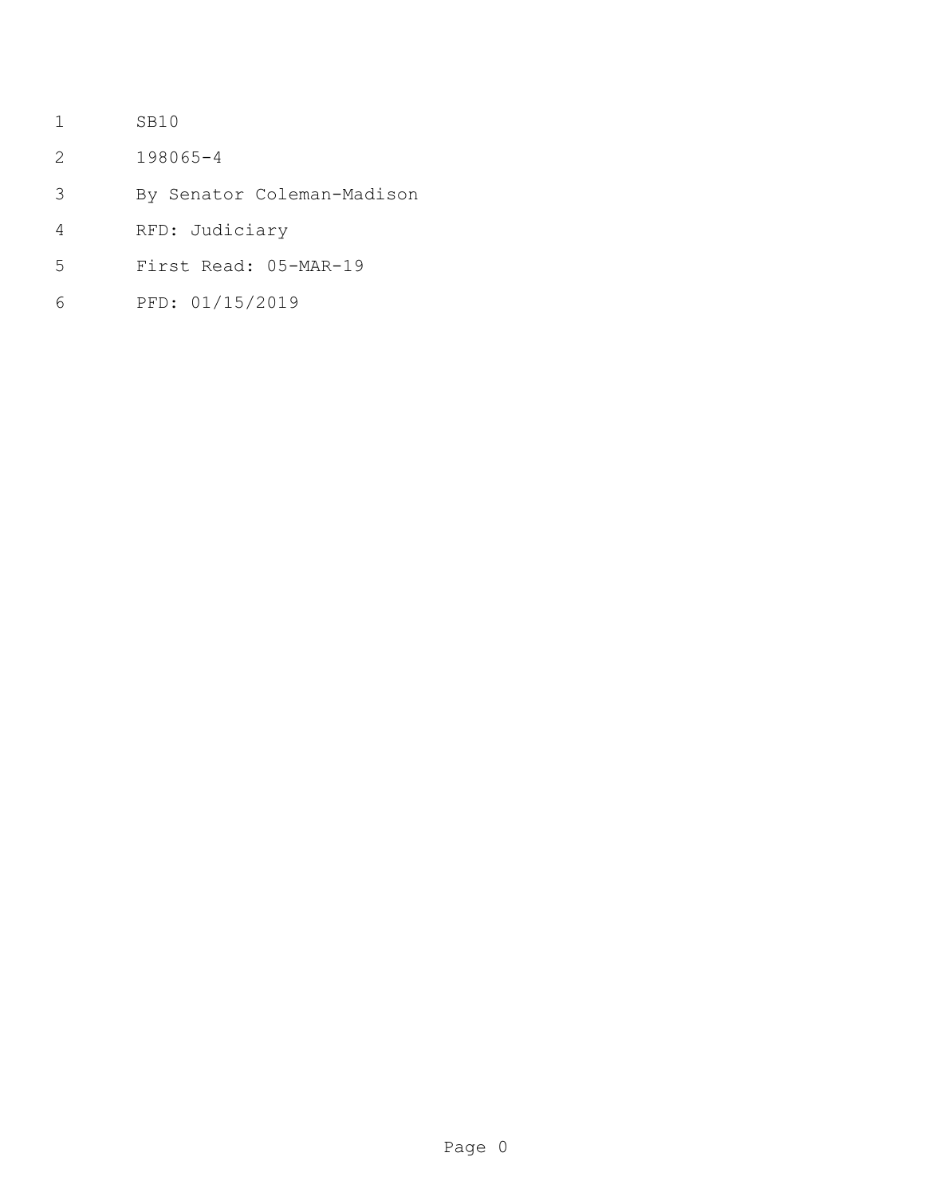SB10

198065-4

By Senator Coleman-Madison

RFD: Judiciary

First Read: 05-MAR-19

PFD: 01/15/2019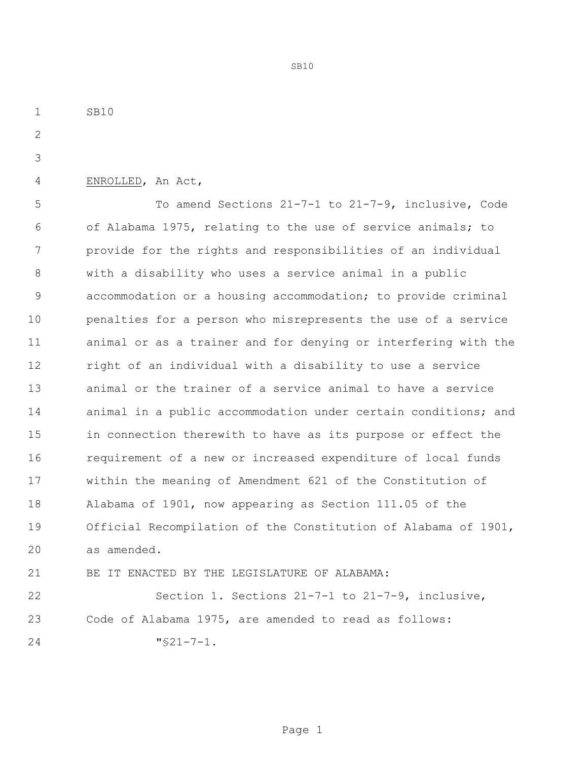SB10

ENROLLED, An Act,

To amend Sections 21-7-1 to 21-7-9, inclusive, Code of Alabama 1975, relating to the use of service animals; to provide for the rights and responsibilities of an individual with a disability who uses a service animal in a public accommodation or a housing accommodation; to provide criminal penalties for a person who misrepresents the use of a service animal or as a trainer and for denying or interfering with the right of an individual with a disability to use a service animal or the trainer of a service animal to have a service animal in a public accommodation under certain conditions; and in connection therewith to have as its purpose or effect the requirement of a new or increased expenditure of local funds within the meaning of Amendment 621 of the Constitution of Alabama of 1901, now appearing as Section 111.05 of the Official Recompilation of the Constitution of Alabama of 1901, as amended.

BE IT ENACTED BY THE LEGISLATURE OF ALABAMA:

Section 1. Sections 21-7-1 to 21-7-9, inclusive, Code of Alabama 1975, are amended to read as follows:

"§21-7-1.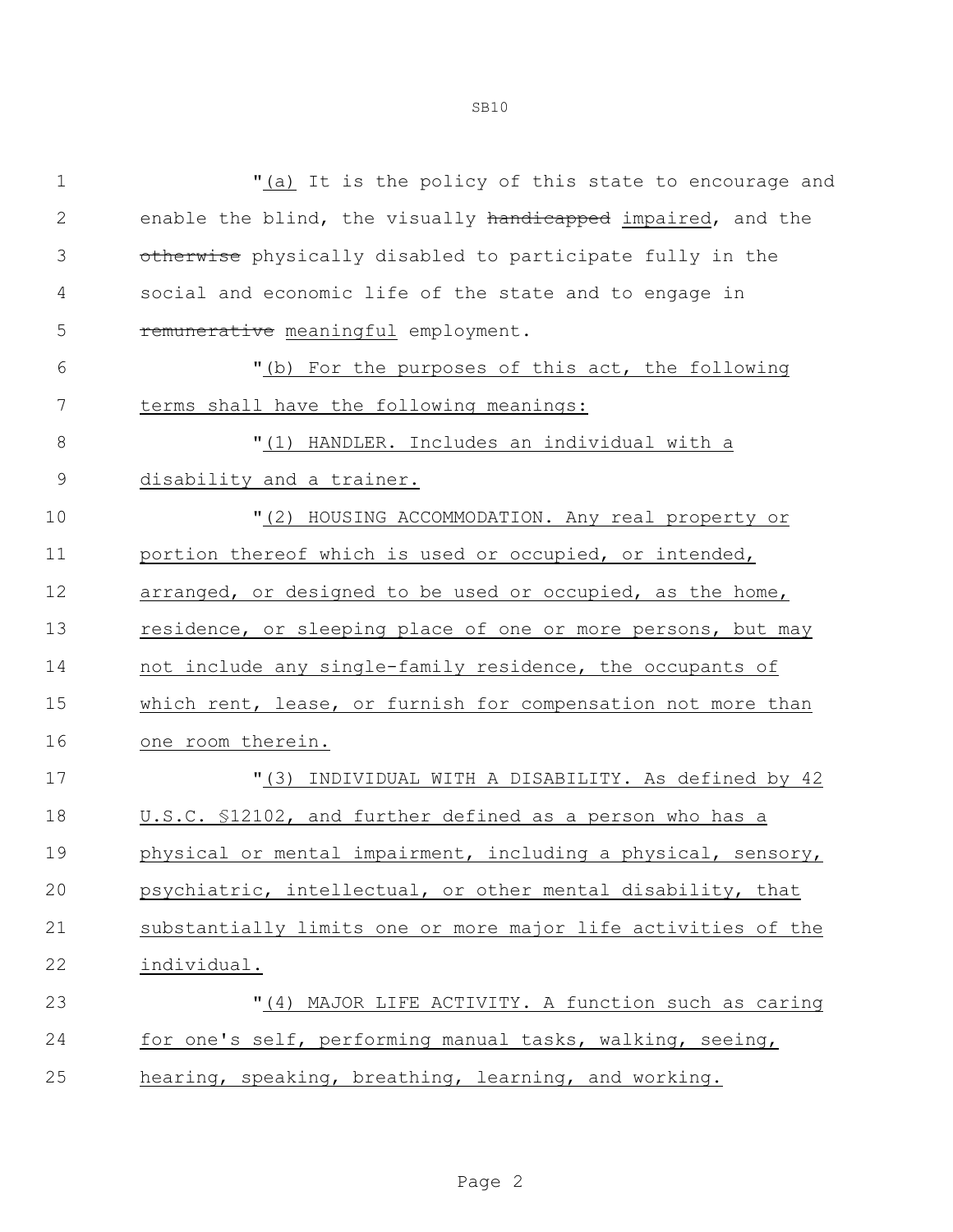"(a) It is the policy of this state to encourage and enable the blind, the visually ~~handicapped~~ impaired, and the ~~otherwise~~ physically disabled to participate fully in the social and economic life of the state and to engage in ~~remunerative~~ meaningful employment.

"(b) For the purposes of this act, the following terms shall have the following meanings:

"(1) HANDLER. Includes an individual with a disability and a trainer.

"(2) HOUSING ACCOMMODATION. Any real property or portion thereof which is used or occupied, or intended, arranged, or designed to be used or occupied, as the home, residence, or sleeping place of one or more persons, but may not include any single-family residence, the occupants of which rent, lease, or furnish for compensation not more than one room therein.

"(3) INDIVIDUAL WITH A DISABILITY. As defined by 42 U.S.C. §12102, and further defined as a person who has a physical or mental impairment, including a physical, sensory, psychiatric, intellectual, or other mental disability, that substantially limits one or more major life activities of the individual.

"(4) MAJOR LIFE ACTIVITY. A function such as caring for one's self, performing manual tasks, walking, seeing, hearing, speaking, breathing, learning, and working.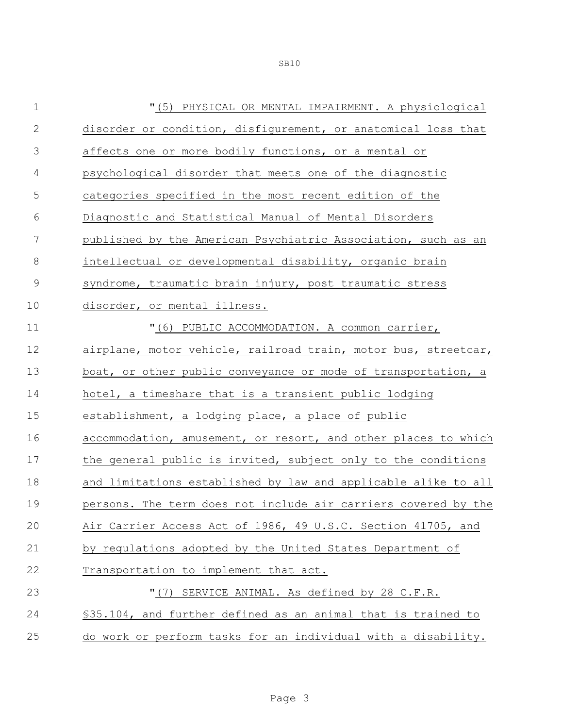"(5) PHYSICAL OR MENTAL IMPAIRMENT. A physiological disorder or condition, disfigurement, or anatomical loss that affects one or more bodily functions, or a mental or psychological disorder that meets one of the diagnostic categories specified in the most recent edition of the Diagnostic and Statistical Manual of Mental Disorders published by the American Psychiatric Association, such as an intellectual or developmental disability, organic brain syndrome, traumatic brain injury, post traumatic stress disorder, or mental illness.

"(6) PUBLIC ACCOMMODATION. A common carrier, airplane, motor vehicle, railroad train, motor bus, streetcar, boat, or other public conveyance or mode of transportation, a hotel, a timeshare that is a transient public lodging establishment, a lodging place, a place of public accommodation, amusement, or resort, and other places to which the general public is invited, subject only to the conditions and limitations established by law and applicable alike to all persons. The term does not include air carriers covered by the Air Carrier Access Act of 1986, 49 U.S.C. Section 41705, and by regulations adopted by the United States Department of Transportation to implement that act.

"(7) SERVICE ANIMAL. As defined by 28 C.F.R. §35.104, and further defined as an animal that is trained to do work or perform tasks for an individual with a disability.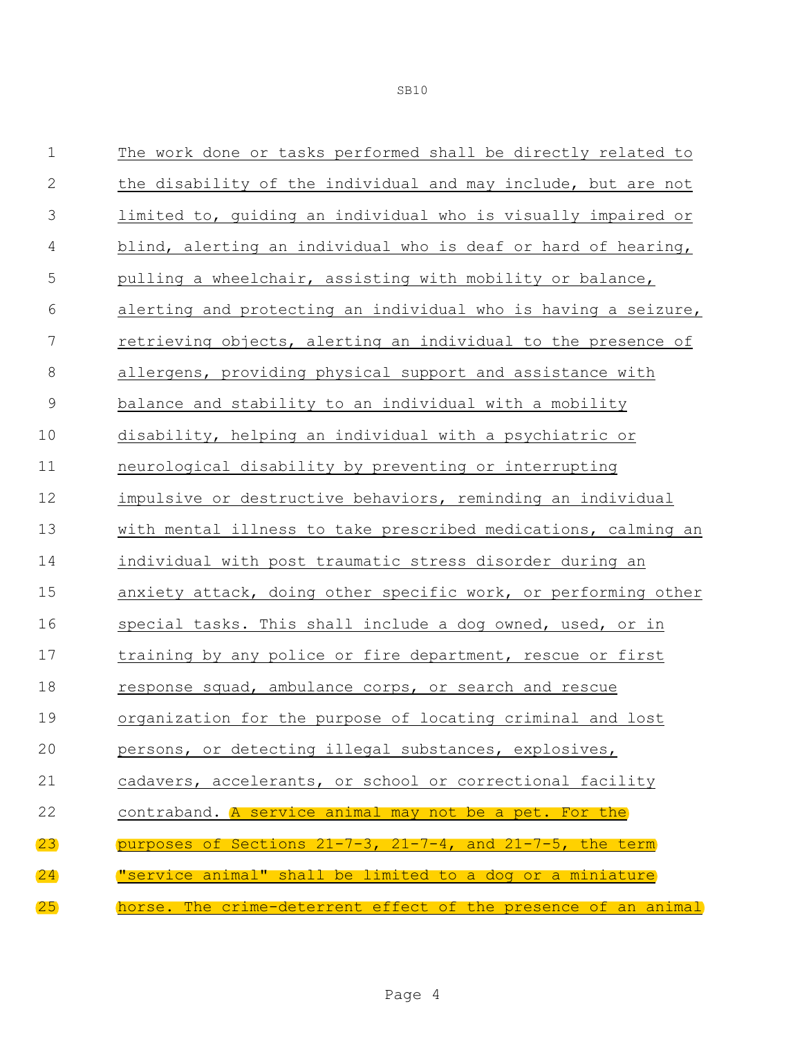The work done or tasks performed shall be directly related to the disability of the individual and may include, but are not limited to, guiding an individual who is visually impaired or blind, alerting an individual who is deaf or hard of hearing, pulling a wheelchair, assisting with mobility or balance, alerting and protecting an individual who is having a seizure, retrieving objects, alerting an individual to the presence of allergens, providing physical support and assistance with balance and stability to an individual with a mobility disability, helping an individual with a psychiatric or neurological disability by preventing or interrupting impulsive or destructive behaviors, reminding an individual with mental illness to take prescribed medications, calming an individual with post traumatic stress disorder during an anxiety attack, doing other specific work, or performing other special tasks. This shall include a dog owned, used, or in training by any police or fire department, rescue or first response squad, ambulance corps, or search and rescue organization for the purpose of locating criminal and lost persons, or detecting illegal substances, explosives, cadavers, accelerants, or school or correctional facility contraband. A service animal may not be a pet. For the purposes of Sections 21-7-3, 21-7-4, and 21-7-5, the term "service animal" shall be limited to a dog or a miniature horse. The crime-deterrent effect of the presence of an animal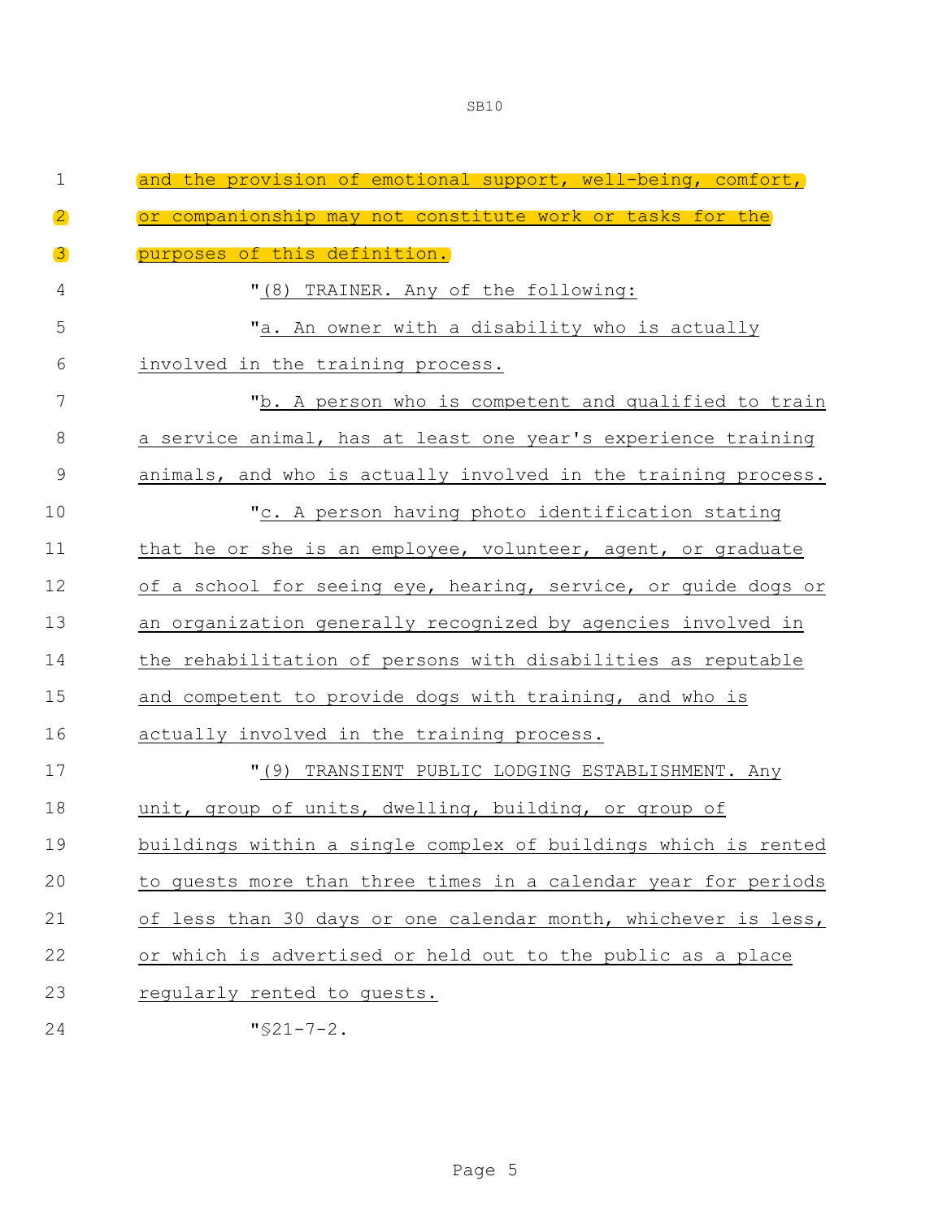and the provision of emotional support, well-being, comfort, or companionship may not constitute work or tasks for the purposes of this definition.

"(8) TRAINER. Any of the following:

"a. An owner with a disability who is actually involved in the training process.

"b. A person who is competent and qualified to train a service animal, has at least one year's experience training animals, and who is actually involved in the training process.

"c. A person having photo identification stating that he or she is an employee, volunteer, agent, or graduate of a school for seeing eye, hearing, service, or guide dogs or an organization generally recognized by agencies involved in the rehabilitation of persons with disabilities as reputable and competent to provide dogs with training, and who is actually involved in the training process.

"(9) TRANSIENT PUBLIC LODGING ESTABLISHMENT. Any unit, group of units, dwelling, building, or group of buildings within a single complex of buildings which is rented to guests more than three times in a calendar year for periods of less than 30 days or one calendar month, whichever is less, or which is advertised or held out to the public as a place regularly rented to guests.

"§21-7-2.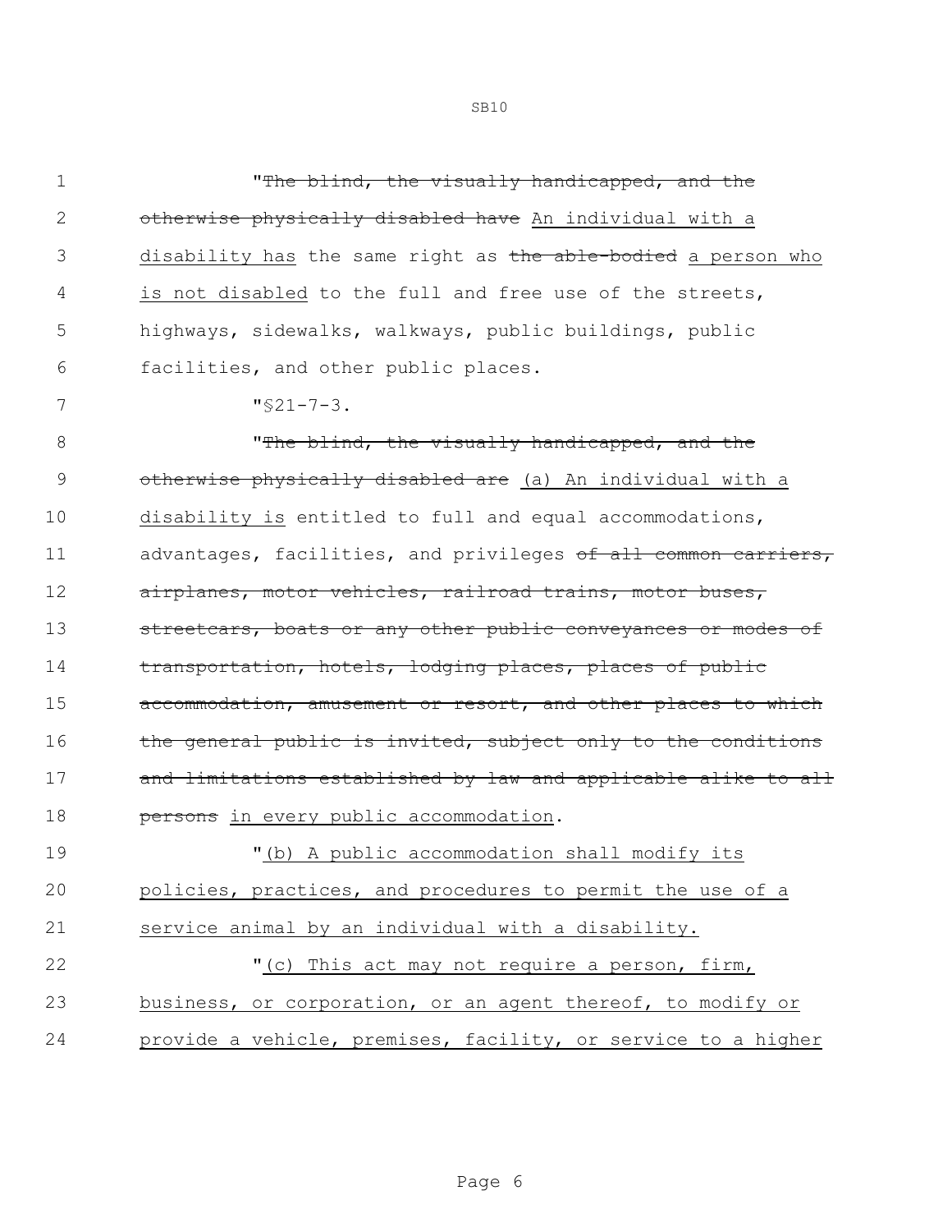"~~The blind, the visually handicapped, and the otherwise physically disabled have~~ <u>An individual with a disability has</u> the same right as ~~the able-bodied~~ <u>a person who is not disabled</u> to the full and free use of the streets, highways, sidewalks, walkways, public buildings, public facilities, and other public places.

"§21-7-3.

"~~The blind, the visually handicapped, and the otherwise physically disabled are~~ <u>(a) An individual with a disability is</u> entitled to full and equal accommodations, advantages, facilities, and privileges ~~of all common carriers, airplanes, motor vehicles, railroad trains, motor buses, streetcars, boats or any other public conveyances or modes of transportation, hotels, lodging places, places of public accommodation, amusement or resort, and other places to which the general public is invited, subject only to the conditions and limitations established by law and applicable alike to all persons~~ <u>in every public accommodation</u>.

"<u>(b) A public accommodation shall modify its policies, practices, and procedures to permit the use of a service animal by an individual with a disability.</u>

"<u>(c) This act may not require a person, firm, business, or corporation, or an agent thereof, to modify or provide a vehicle, premises, facility, or service to a higher</u>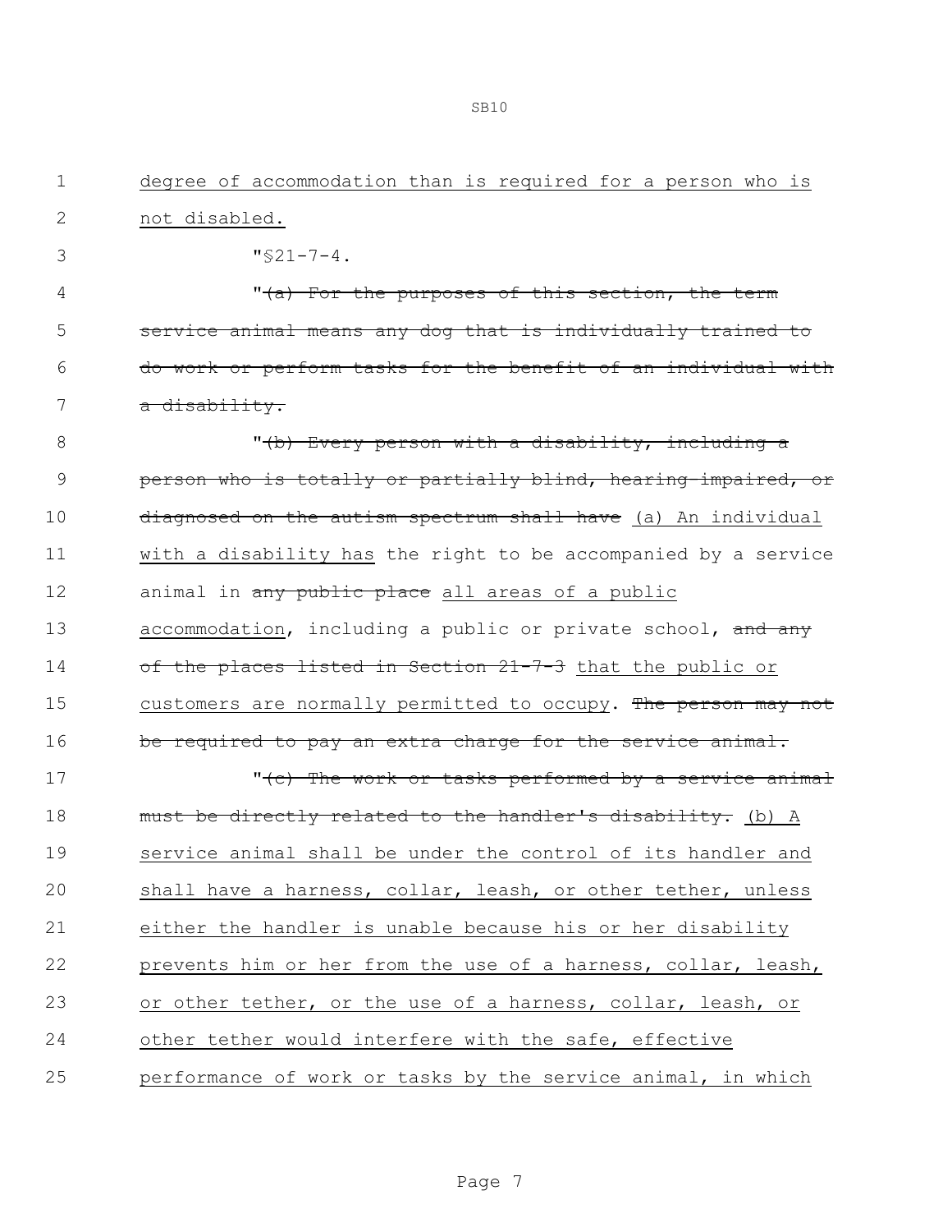degree of accommodation than is required for a person who is not disabled.

"§21-7-4.

"~~(a) For the purposes of this section, the term service animal means any dog that is individually trained to do work or perform tasks for the benefit of an individual with a disability.~~

"~~(b) Every person with a disability, including a person who is totally or partially blind, hearing-impaired, or diagnosed on the autism spectrum shall have~~ (a) An individual with a disability has the right to be accompanied by a service animal in ~~any public place~~ all areas of a public accommodation, including a public or private school, ~~and any of the places listed in Section 21-7-3~~ that the public or customers are normally permitted to occupy. ~~The person may not be required to pay an extra charge for the service animal.~~

"~~(c) The work or tasks performed by a service animal must be directly related to the handler's disability.~~ (b) A service animal shall be under the control of its handler and shall have a harness, collar, leash, or other tether, unless either the handler is unable because his or her disability prevents him or her from the use of a harness, collar, leash, or other tether, or the use of a harness, collar, leash, or other tether would interfere with the safe, effective performance of work or tasks by the service animal, in which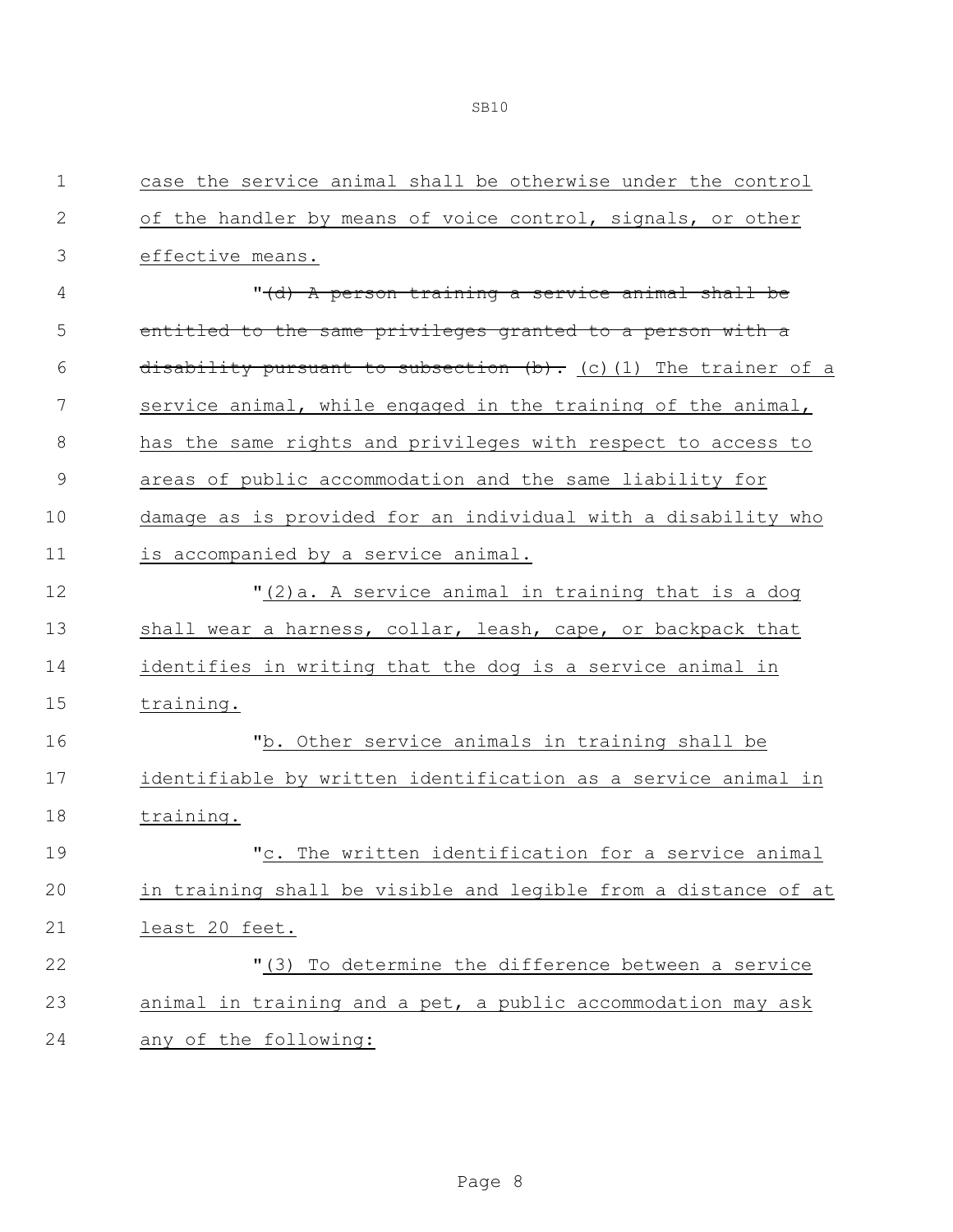case the service animal shall be otherwise under the control of the handler by means of voice control, signals, or other effective means.

"~~(d) A person training a service animal shall be entitled to the same privileges granted to a person with a disability pursuant to subsection (b).~~ (c)(1) The trainer of a service animal, while engaged in the training of the animal, has the same rights and privileges with respect to access to areas of public accommodation and the same liability for damage as is provided for an individual with a disability who is accompanied by a service animal.

"(2)a. A service animal in training that is a dog shall wear a harness, collar, leash, cape, or backpack that identifies in writing that the dog is a service animal in training.

"b. Other service animals in training shall be identifiable by written identification as a service animal in training.

"c. The written identification for a service animal in training shall be visible and legible from a distance of at least 20 feet.

"(3) To determine the difference between a service animal in training and a pet, a public accommodation may ask any of the following: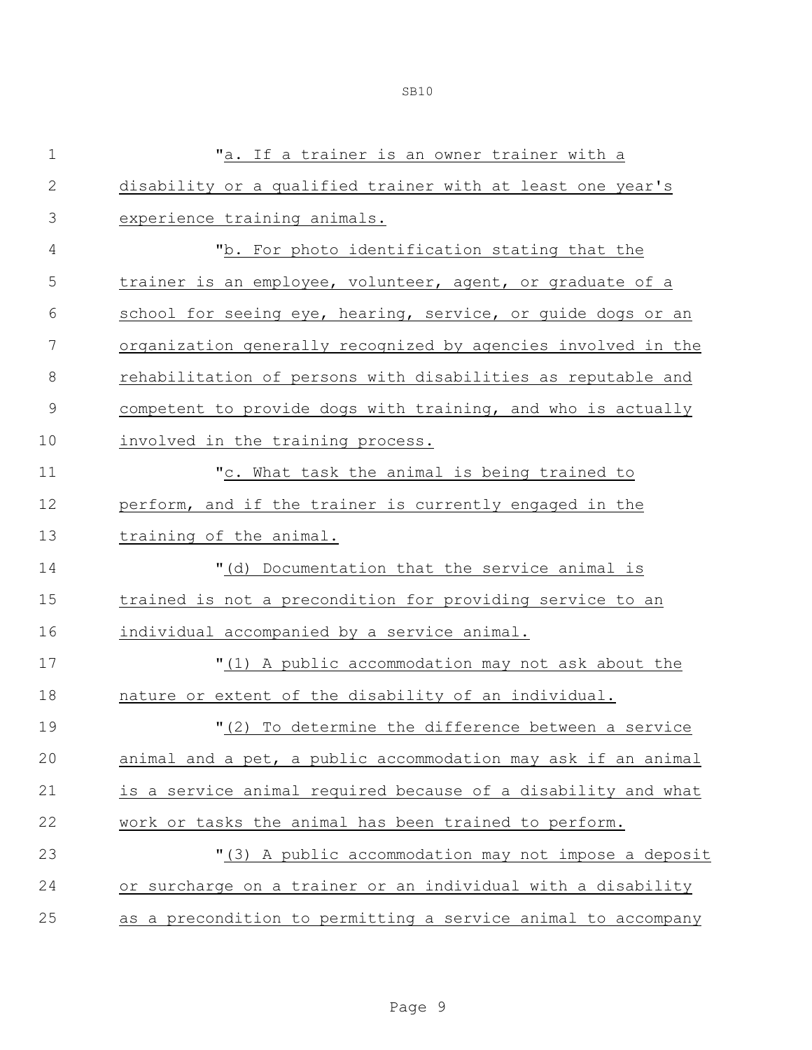"a. If a trainer is an owner trainer with a disability or a qualified trainer with at least one year's experience training animals.

"b. For photo identification stating that the trainer is an employee, volunteer, agent, or graduate of a school for seeing eye, hearing, service, or guide dogs or an organization generally recognized by agencies involved in the rehabilitation of persons with disabilities as reputable and competent to provide dogs with training, and who is actually involved in the training process.

"c. What task the animal is being trained to perform, and if the trainer is currently engaged in the training of the animal.

"(d) Documentation that the service animal is trained is not a precondition for providing service to an individual accompanied by a service animal.

"(1) A public accommodation may not ask about the nature or extent of the disability of an individual.

"(2) To determine the difference between a service animal and a pet, a public accommodation may ask if an animal is a service animal required because of a disability and what work or tasks the animal has been trained to perform.

"(3) A public accommodation may not impose a deposit or surcharge on a trainer or an individual with a disability as a precondition to permitting a service animal to accompany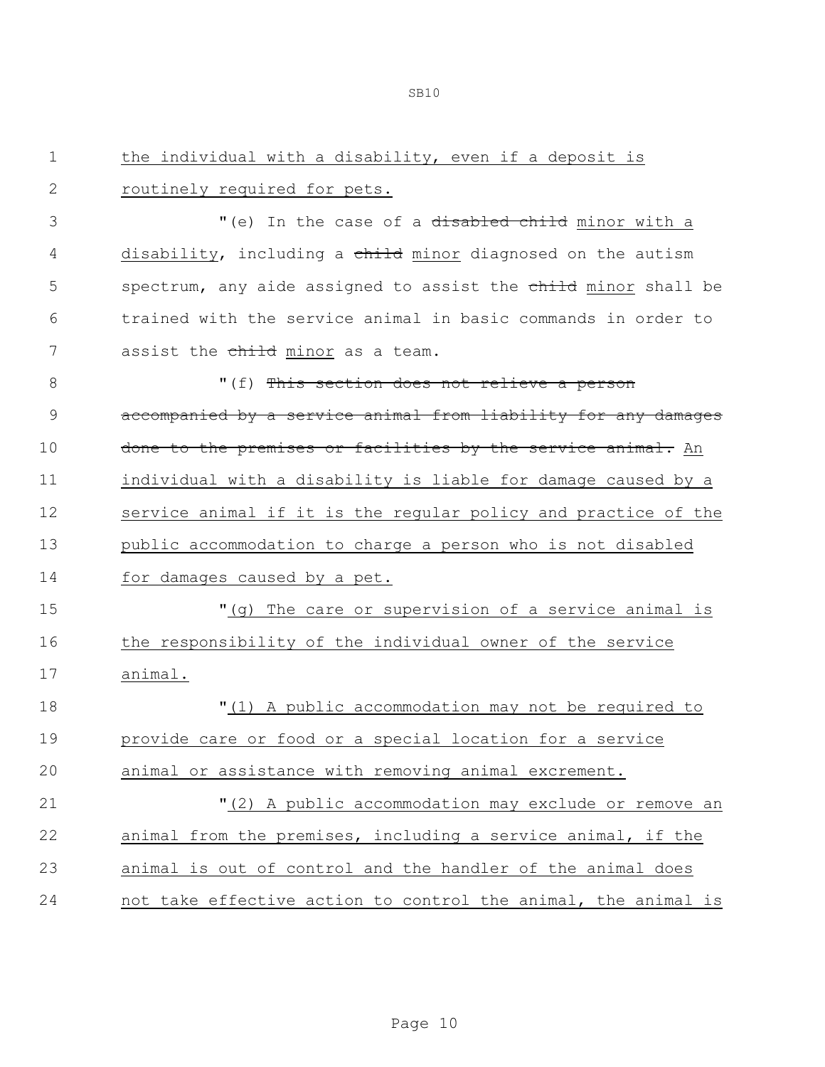the individual with a disability, even if a deposit is routinely required for pets.

"(e) In the case of a ~~disabled child~~ minor with a disability, including a ~~child~~ minor diagnosed on the autism spectrum, any aide assigned to assist the ~~child~~ minor shall be trained with the service animal in basic commands in order to assist the ~~child~~ minor as a team.

"(f) ~~This section does not relieve a person accompanied by a service animal from liability for any damages done to the premises or facilities by the service animal.~~ An individual with a disability is liable for damage caused by a service animal if it is the regular policy and practice of the public accommodation to charge a person who is not disabled for damages caused by a pet.

"(g) The care or supervision of a service animal is the responsibility of the individual owner of the service animal.

"(1) A public accommodation may not be required to provide care or food or a special location for a service animal or assistance with removing animal excrement.

"(2) A public accommodation may exclude or remove an animal from the premises, including a service animal, if the animal is out of control and the handler of the animal does not take effective action to control the animal, the animal is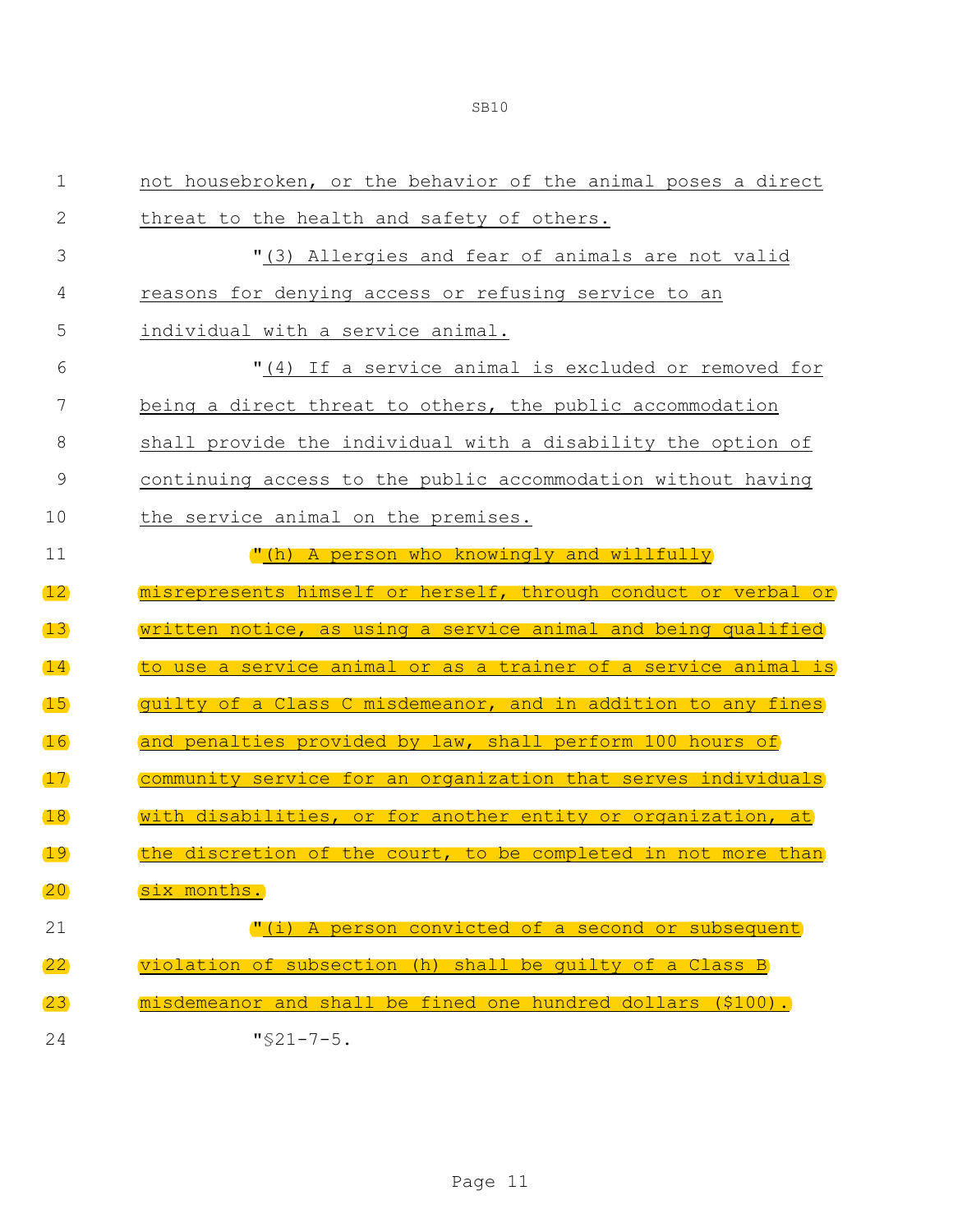not housebroken, or the behavior of the animal poses a direct threat to the health and safety of others.

"(3) Allergies and fear of animals are not valid reasons for denying access or refusing service to an individual with a service animal.

"(4) If a service animal is excluded or removed for being a direct threat to others, the public accommodation shall provide the individual with a disability the option of continuing access to the public accommodation without having the service animal on the premises.

"(h) A person who knowingly and willfully misrepresents himself or herself, through conduct or verbal or written notice, as using a service animal and being qualified to use a service animal or as a trainer of a service animal is guilty of a Class C misdemeanor, and in addition to any fines and penalties provided by law, shall perform 100 hours of community service for an organization that serves individuals with disabilities, or for another entity or organization, at the discretion of the court, to be completed in not more than six months.

"(i) A person convicted of a second or subsequent violation of subsection (h) shall be guilty of a Class B misdemeanor and shall be fined one hundred dollars ($100).

"§21-7-5.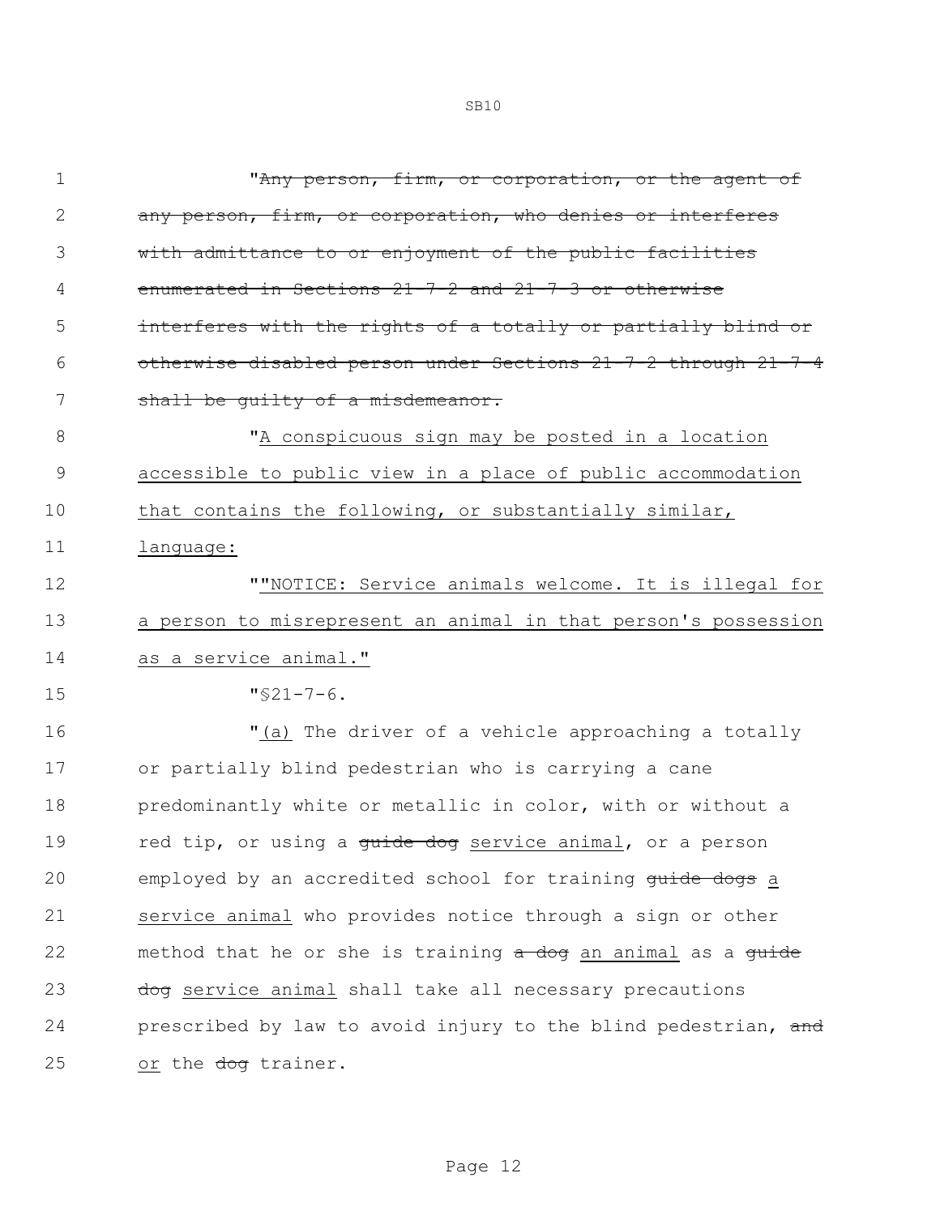"~~Any person, firm, or corporation, or the agent of any person, firm, or corporation, who denies or interferes with admittance to or enjoyment of the public facilities enumerated in Sections 21-7-2 and 21-7-3 or otherwise interferes with the rights of a totally or partially blind or otherwise disabled person under Sections 21-7-2 through 21-7-4 shall be guilty of a misdemeanor.~~

"<u>A conspicuous sign may be posted in a location accessible to public view in a place of public accommodation that contains the following, or substantially similar, language:</u>

""<u>NOTICE: Service animals welcome. It is illegal for a person to misrepresent an animal in that person's possession as a service animal."</u>

"§21-7-6.

"<u>(a)</u> The driver of a vehicle approaching a totally or partially blind pedestrian who is carrying a cane predominantly white or metallic in color, with or without a red tip, or using a ~~guide dog~~ <u>service animal</u>, or a person employed by an accredited school for training ~~guide dogs~~ <u>a service animal</u> who provides notice through a sign or other method that he or she is training ~~a dog~~ <u>an animal</u> as a ~~guide dog~~ <u>service animal</u> shall take all necessary precautions prescribed by law to avoid injury to the blind pedestrian, ~~and~~ <u>or</u> the ~~dog~~ trainer.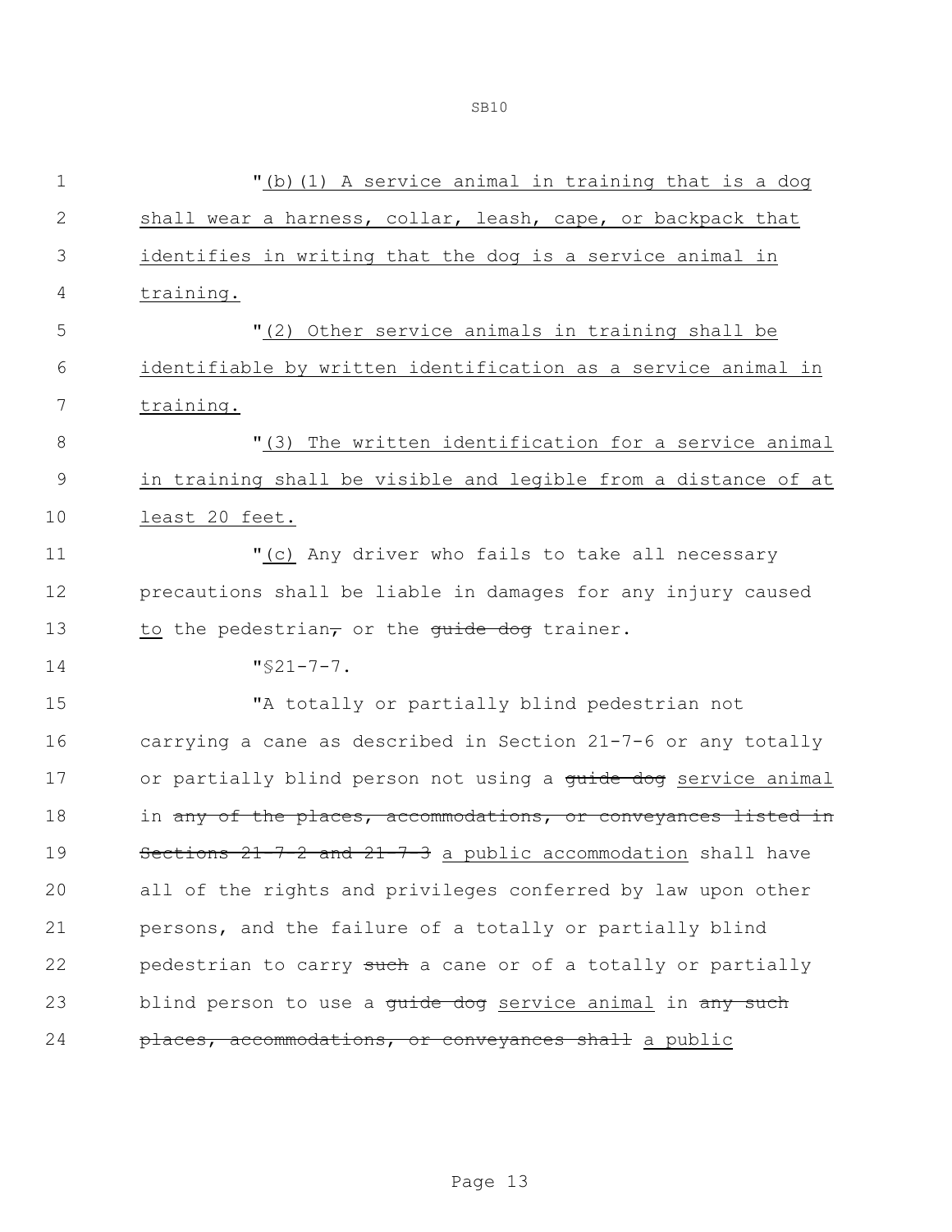"(b)(1) A service animal in training that is a dog shall wear a harness, collar, leash, cape, or backpack that identifies in writing that the dog is a service animal in training.

"(2) Other service animals in training shall be identifiable by written identification as a service animal in training.

"(3) The written identification for a service animal in training shall be visible and legible from a distance of at least 20 feet.

"(c) Any driver who fails to take all necessary precautions shall be liable in damages for any injury caused to the pedestrian, or the guide dog trainer.

"§21-7-7.

"A totally or partially blind pedestrian not carrying a cane as described in Section 21-7-6 or any totally or partially blind person not using a guide dog service animal in any of the places, accommodations, or conveyances listed in Sections 21-7-2 and 21-7-3 a public accommodation shall have all of the rights and privileges conferred by law upon other persons, and the failure of a totally or partially blind pedestrian to carry such a cane or of a totally or partially blind person to use a guide dog service animal in any such places, accommodations, or conveyances shall a public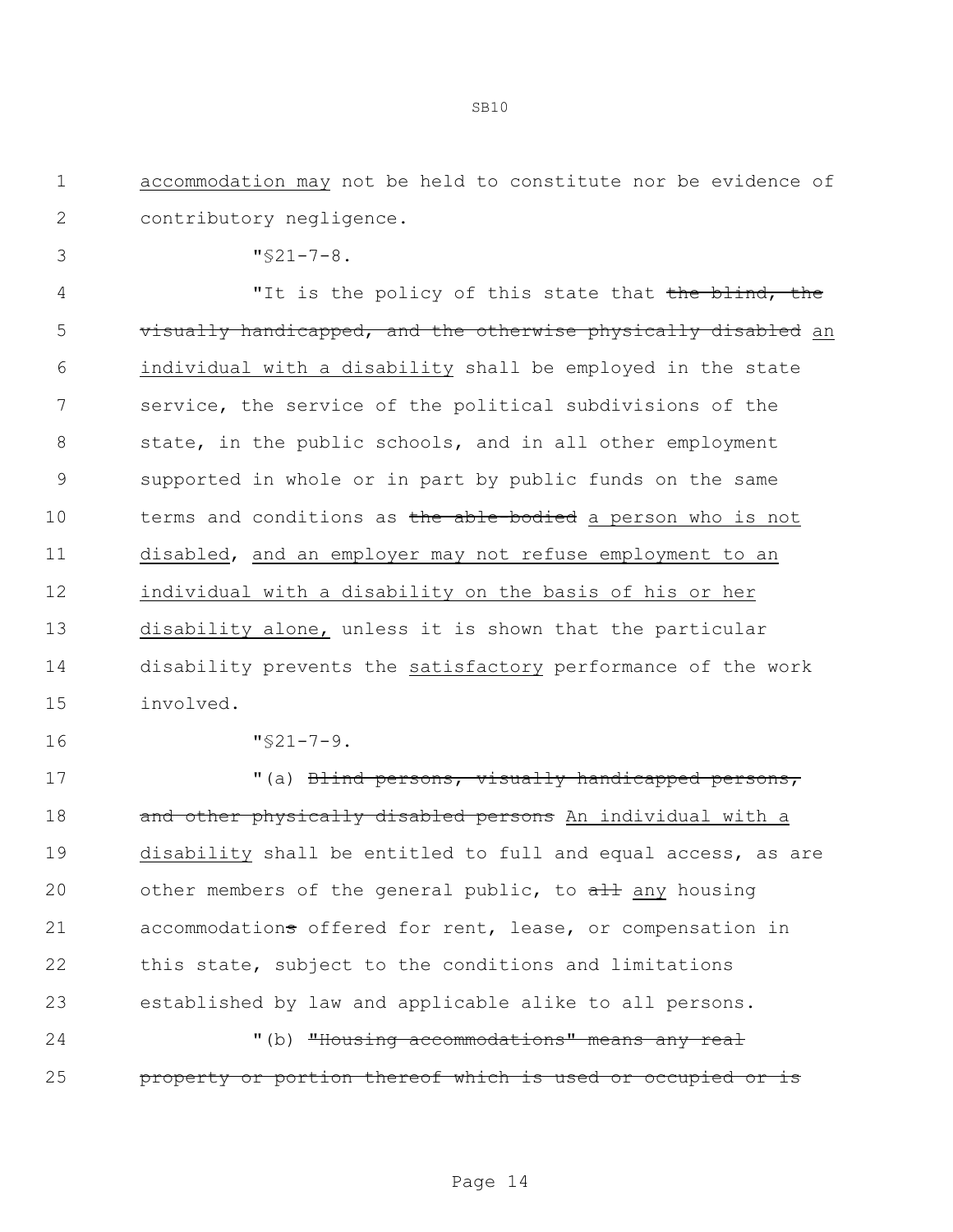accommodation may not be held to constitute nor be evidence of contributory negligence.

"§21-7-8.

"It is the policy of this state that ~~the blind, the visually handicapped, and the otherwise physically disabled~~ an individual with a disability shall be employed in the state service, the service of the political subdivisions of the state, in the public schools, and in all other employment supported in whole or in part by public funds on the same terms and conditions as ~~the able bodied~~ a person who is not disabled, and an employer may not refuse employment to an individual with a disability on the basis of his or her disability alone, unless it is shown that the particular disability prevents the satisfactory performance of the work involved.

"§21-7-9.

"(a) ~~Blind persons, visually handicapped persons, and other physically disabled persons~~ An individual with a disability shall be entitled to full and equal access, as are other members of the general public, to ~~all~~ any housing accommodation~~s~~ offered for rent, lease, or compensation in this state, subject to the conditions and limitations established by law and applicable alike to all persons.

"(b) ~~"Housing accommodations" means any real property or portion thereof which is used or occupied or is~~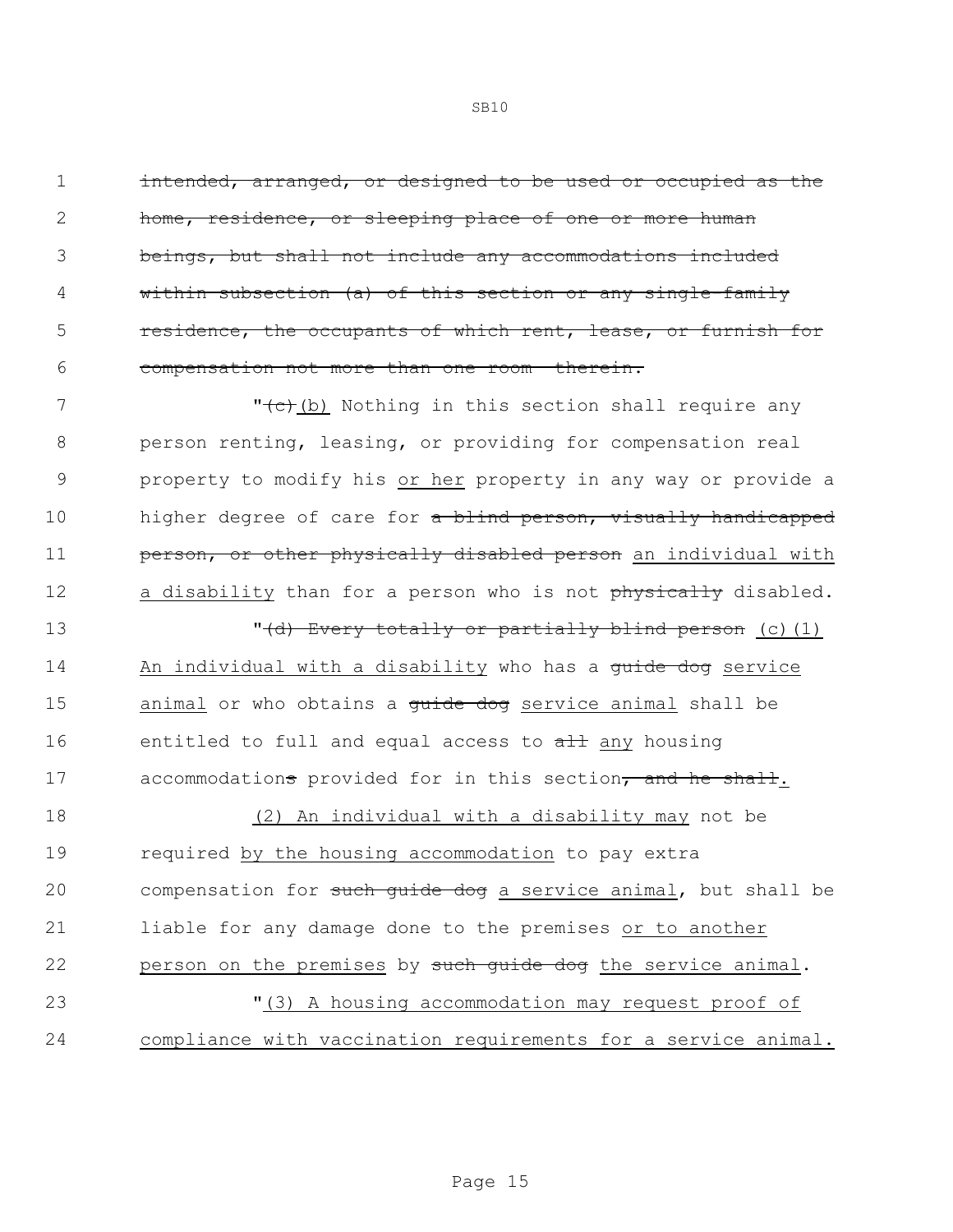~~intended, arranged, or designed to be used or occupied as the home, residence, or sleeping place of one or more human beings, but shall not include any accommodations included within subsection (a) of this section or any single-family residence, the occupants of which rent, lease, or furnish for compensation not more than one room therein.~~

"~~(c)~~ (b) Nothing in this section shall require any person renting, leasing, or providing for compensation real property to modify his or her property in any way or provide a higher degree of care for ~~a blind person, visually handicapped person, or other physically disabled person~~ an individual with a disability than for a person who is not ~~physically~~ disabled.

"~~(d) Every totally or partially blind person~~ (c)(1) An individual with a disability who has a ~~guide dog~~ service animal or who obtains a ~~guide dog~~ service animal shall be entitled to full and equal access to ~~all~~ any housing accommodation~~s~~ provided for in this section~~, and he shall~~.

(2) An individual with a disability may not be required by the housing accommodation to pay extra compensation for ~~such guide dog~~ a service animal, but shall be liable for any damage done to the premises or to another person on the premises by ~~such guide dog~~ the service animal.

"(3) A housing accommodation may request proof of compliance with vaccination requirements for a service animal.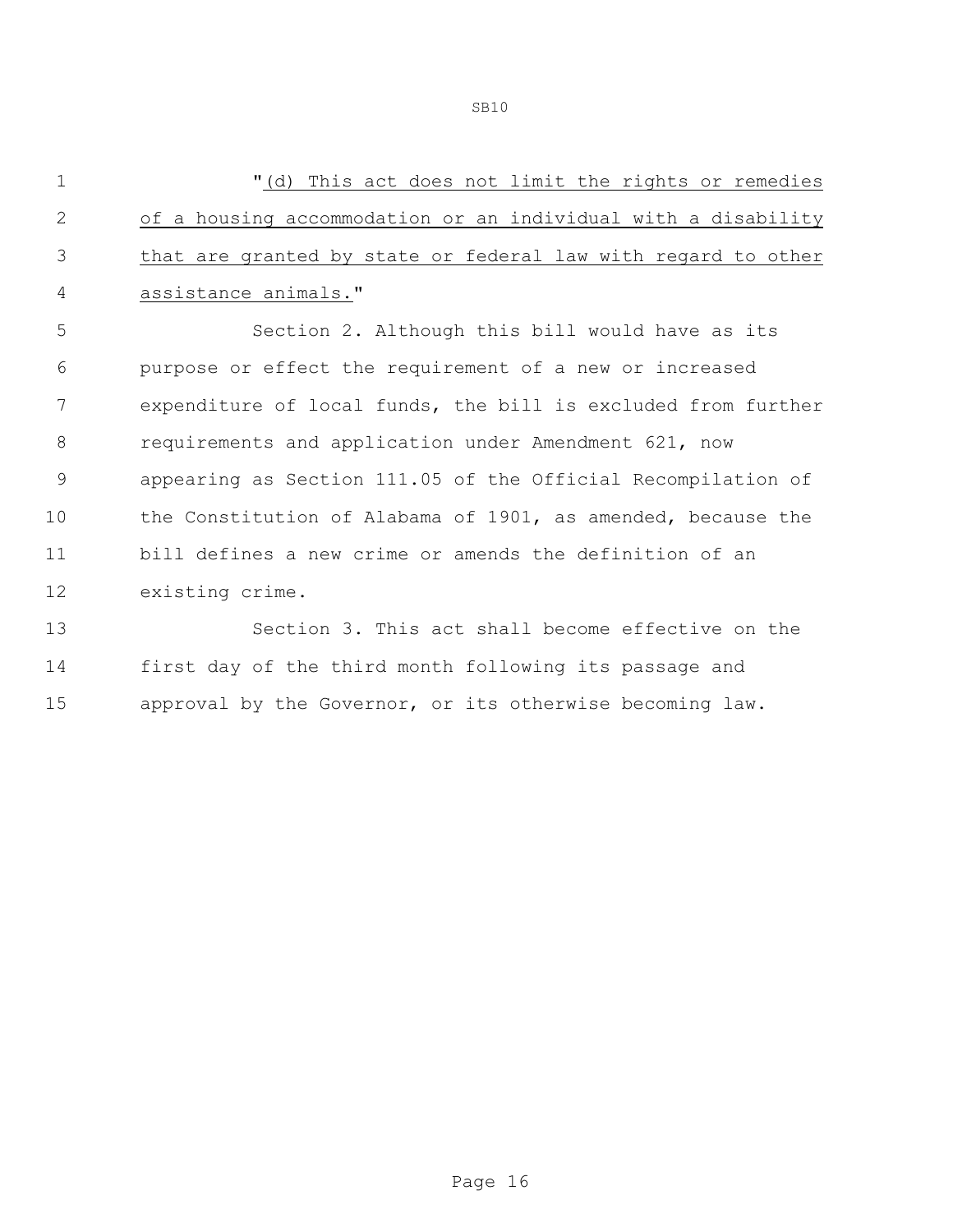"(d) This act does not limit the rights or remedies of a housing accommodation or an individual with a disability that are granted by state or federal law with regard to other assistance animals."

Section 2. Although this bill would have as its purpose or effect the requirement of a new or increased expenditure of local funds, the bill is excluded from further requirements and application under Amendment 621, now appearing as Section 111.05 of the Official Recompilation of the Constitution of Alabama of 1901, as amended, because the bill defines a new crime or amends the definition of an existing crime.

Section 3. This act shall become effective on the first day of the third month following its passage and approval by the Governor, or its otherwise becoming law.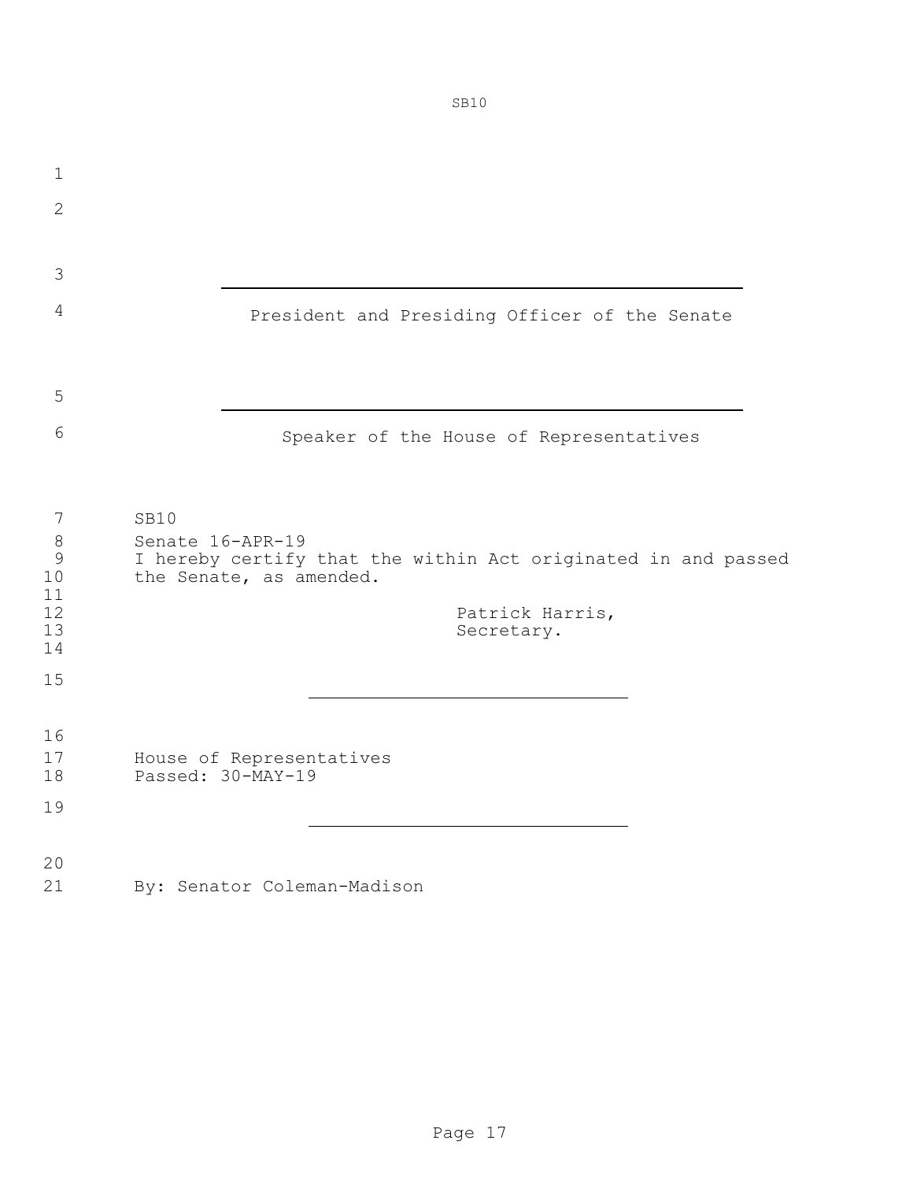President and Presiding Officer of the Senate

Speaker of the House of Representatives

SB10

Senate 16-APR-19

I hereby certify that the within Act originated in and passed the Senate, as amended.

Patrick Harris,
Secretary.

House of Representatives

Passed: 30-MAY-19

By: Senator Coleman-Madison